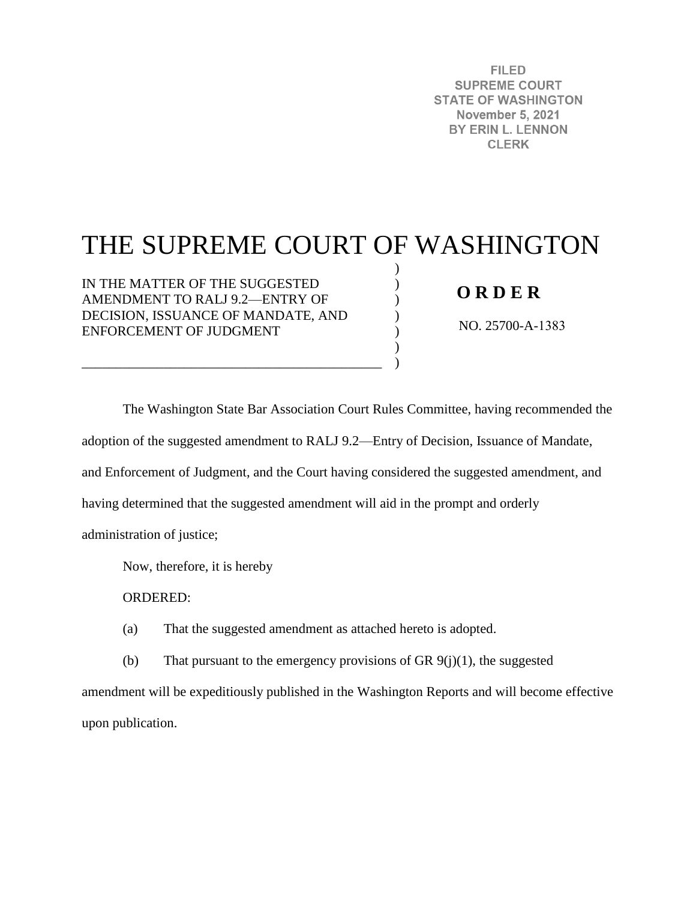FILED
SUPREME COURT
STATE OF WASHINGTON
November 5, 2021
BY ERIN L. LENNON
CLERK

# THE SUPREME COURT OF WASHINGTON

IN THE MATTER OF THE SUGGESTED AMENDMENT TO RALJ 9.2—ENTRY OF DECISION, ISSUANCE OF MANDATE, AND ENFORCEMENT OF JUDGMENT

**O R D E R**

NO. 25700-A-1383

The Washington State Bar Association Court Rules Committee, having recommended the adoption of the suggested amendment to RALJ 9.2—Entry of Decision, Issuance of Mandate, and Enforcement of Judgment, and the Court having considered the suggested amendment, and having determined that the suggested amendment will aid in the prompt and orderly administration of justice;

Now, therefore, it is hereby

ORDERED:

(a) That the suggested amendment as attached hereto is adopted.

(b) That pursuant to the emergency provisions of GR 9(j)(1), the suggested amendment will be expeditiously published in the Washington Reports and will become effective upon publication.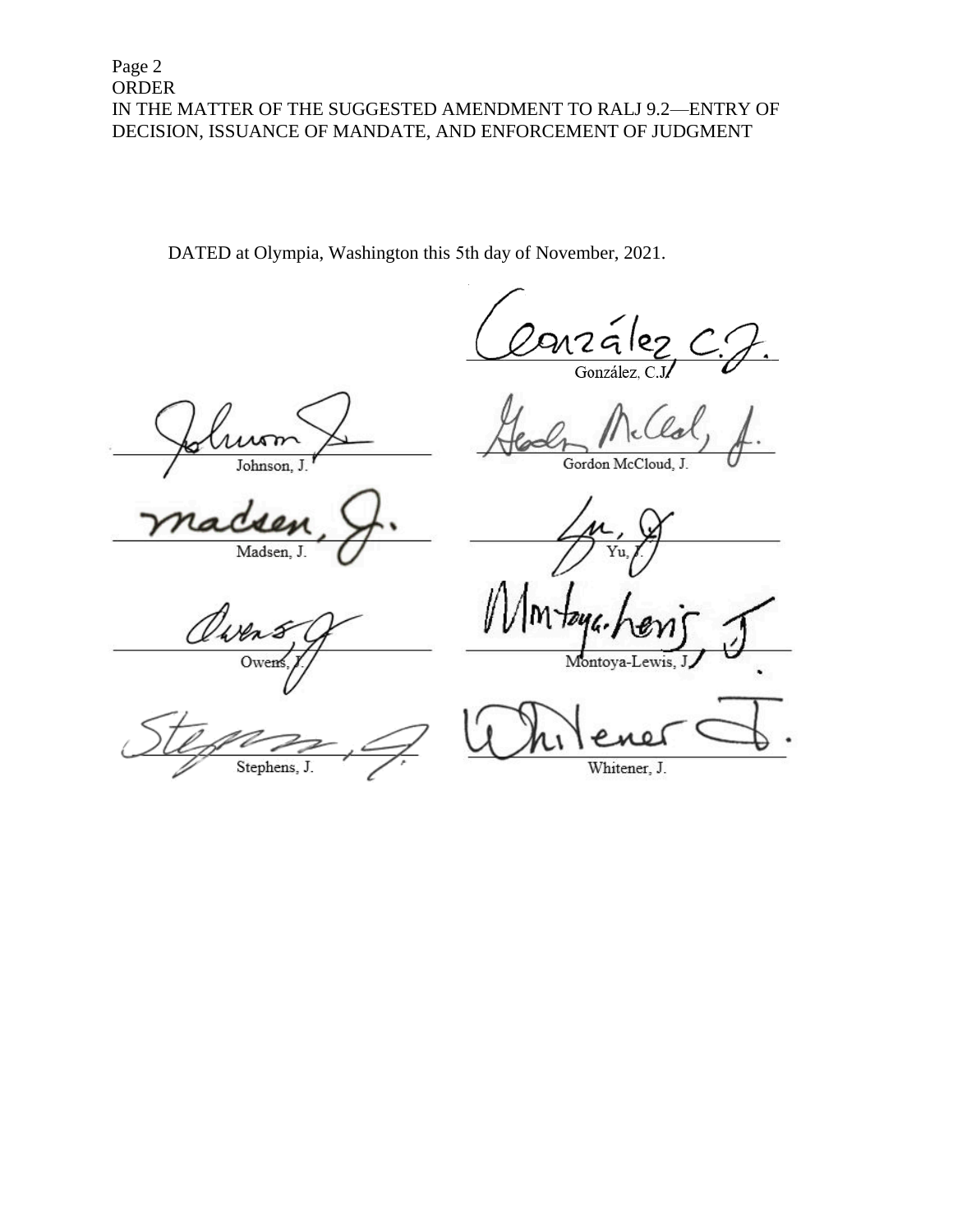DATED at Olympia, Washington this 5th day of November, 2021.

González, C.J.

| | |
|---|---|
| Johnson, J. | Gordon McCloud, J. |
| Madsen, J. | Yu, J. |
| Owens, J. | Montoya-Lewis, J. |
| Stephens, J. | Whitener, J. |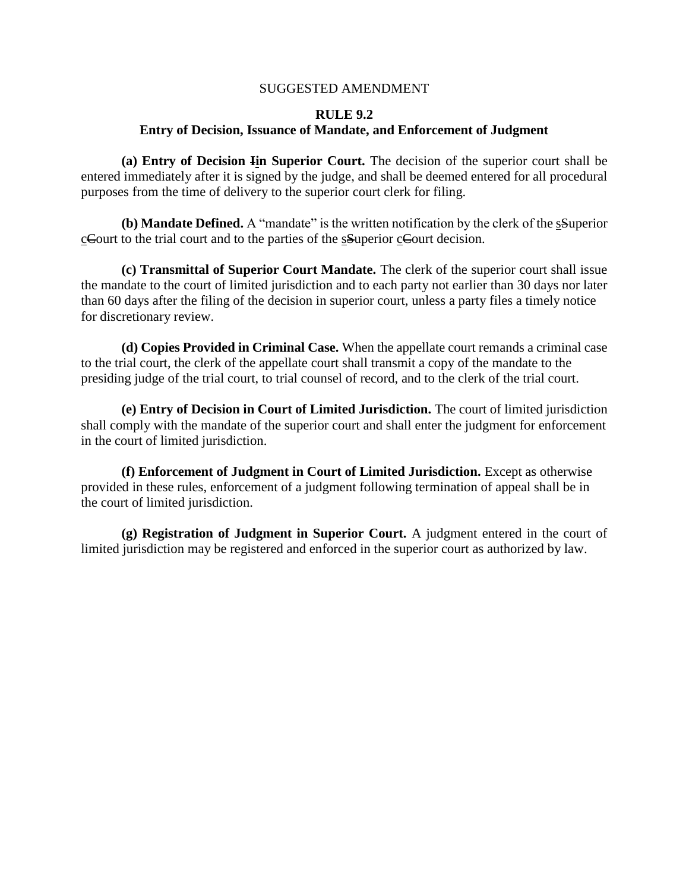SUGGESTED AMENDMENT

**RULE 9.2**
**Entry of Decision, Issuance of Mandate, and Enforcement of Judgment**

**(a) Entry of Decision ~~I~~in Superior Court.** The decision of the superior court shall be entered immediately after it is signed by the judge, and shall be deemed entered for all procedural purposes from the time of delivery to the superior court clerk for filing.

**(b) Mandate Defined.** A "mandate" is the written notification by the clerk of the s~~S~~uperior c~~C~~ourt to the trial court and to the parties of the s~~S~~uperior c~~C~~ourt decision.

**(c) Transmittal of Superior Court Mandate.** The clerk of the superior court shall issue the mandate to the court of limited jurisdiction and to each party not earlier than 30 days nor later than 60 days after the filing of the decision in superior court, unless a party files a timely notice for discretionary review.

**(d) Copies Provided in Criminal Case.** When the appellate court remands a criminal case to the trial court, the clerk of the appellate court shall transmit a copy of the mandate to the presiding judge of the trial court, to trial counsel of record, and to the clerk of the trial court.

**(e) Entry of Decision in Court of Limited Jurisdiction.** The court of limited jurisdiction shall comply with the mandate of the superior court and shall enter the judgment for enforcement in the court of limited jurisdiction.

**(f) Enforcement of Judgment in Court of Limited Jurisdiction.** Except as otherwise provided in these rules, enforcement of a judgment following termination of appeal shall be in the court of limited jurisdiction.

**(g) Registration of Judgment in Superior Court.** A judgment entered in the court of limited jurisdiction may be registered and enforced in the superior court as authorized by law.